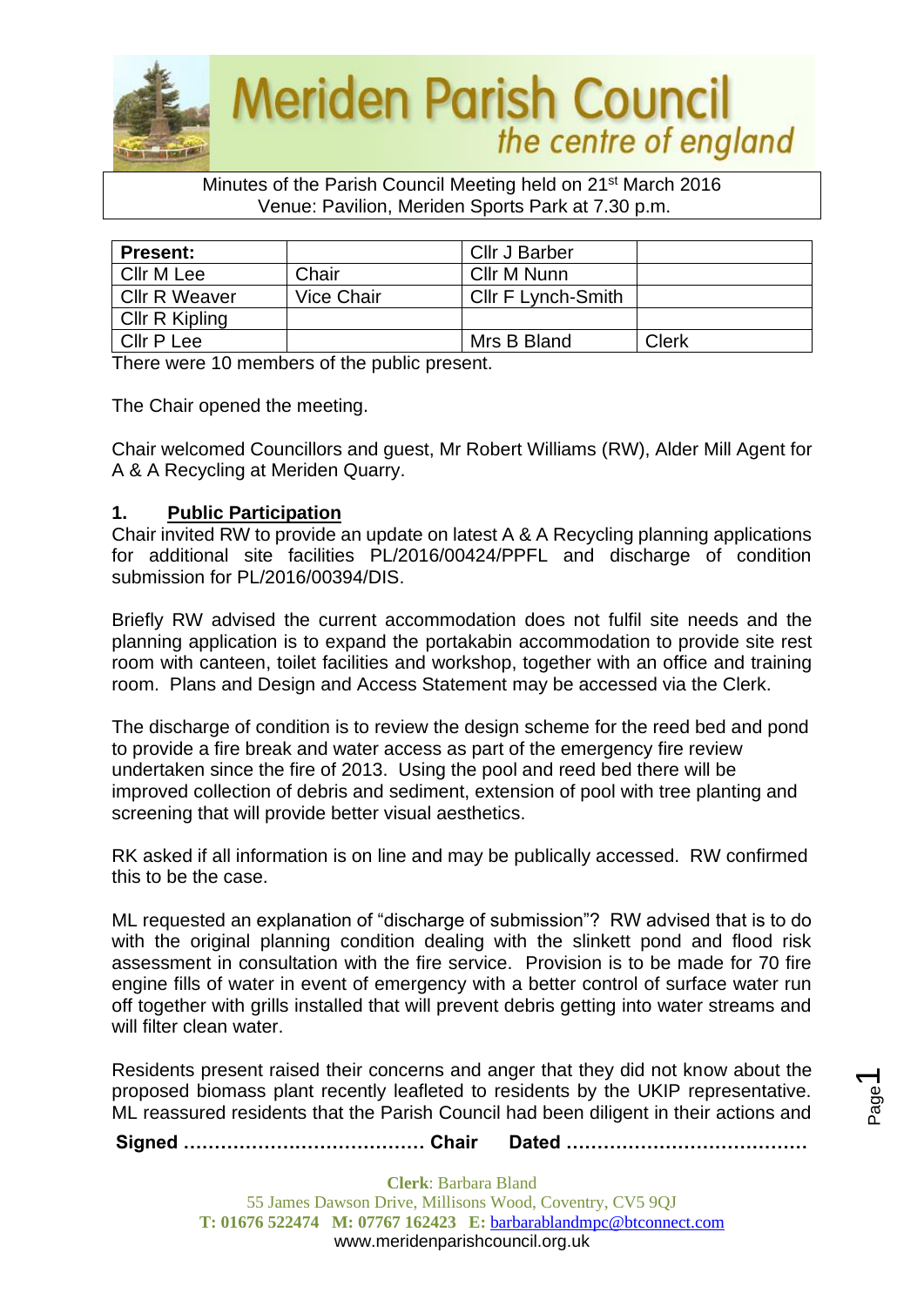# Meriden Parish Council
*the centre of england*

Minutes of the Parish Council Meeting held on 21st March 2016
Venue: Pavilion, Meriden Sports Park at 7.30 p.m.

| **Present:** | | Cllr J Barber | |
|---|---|---|---|
| Cllr M Lee | Chair | Cllr M Nunn | |
| Cllr R Weaver | Vice Chair | Cllr F Lynch-Smith | |
| Cllr R Kipling | | | |
| Cllr P Lee | | Mrs B Bland | Clerk |

There were 10 members of the public present.

The Chair opened the meeting.

Chair welcomed Councillors and guest, Mr Robert Williams (RW), Alder Mill Agent for A & A Recycling at Meriden Quarry.

## 1. Public Participation

Chair invited RW to provide an update on latest A & A Recycling planning applications for additional site facilities PL/2016/00424/PPFL and discharge of condition submission for PL/2016/00394/DIS.

Briefly RW advised the current accommodation does not fulfil site needs and the planning application is to expand the portakabin accommodation to provide site rest room with canteen, toilet facilities and workshop, together with an office and training room. Plans and Design and Access Statement may be accessed via the Clerk.

The discharge of condition is to review the design scheme for the reed bed and pond to provide a fire break and water access as part of the emergency fire review undertaken since the fire of 2013. Using the pool and reed bed there will be improved collection of debris and sediment, extension of pool with tree planting and screening that will provide better visual aesthetics.

RK asked if all information is on line and may be publically accessed. RW confirmed this to be the case.

ML requested an explanation of "discharge of submission"? RW advised that is to do with the original planning condition dealing with the slinkett pond and flood risk assessment in consultation with the fire service. Provision is to be made for 70 fire engine fills of water in event of emergency with a better control of surface water run off together with grills installed that will prevent debris getting into water streams and will filter clean water.

Residents present raised their concerns and anger that they did not know about the proposed biomass plant recently leafleted to residents by the UKIP representative. ML reassured residents that the Parish Council had been diligent in their actions and

**Signed ………………………………… Chair Dated …………………………………**

**Clerk**: Barbara Bland
55 James Dawson Drive, Millisons Wood, Coventry, CV5 9QJ
**T: 01676 522474 M: 07767 162423 E:** barbarablandmpc@btconnect.com
www.meridenparishcouncil.org.uk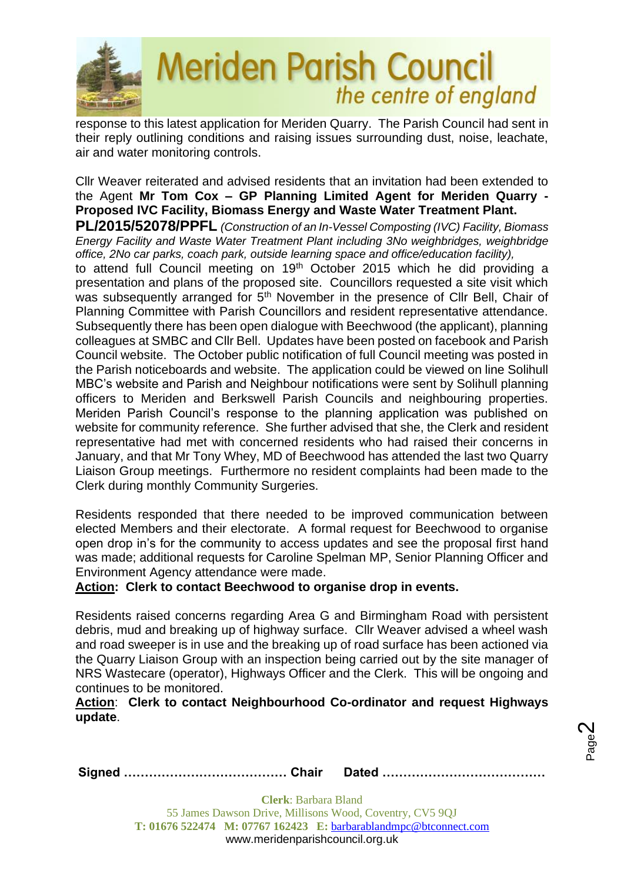response to this latest application for Meriden Quarry. The Parish Council had sent in their reply outlining conditions and raising issues surrounding dust, noise, leachate, air and water monitoring controls.

Cllr Weaver reiterated and advised residents that an invitation had been extended to the Agent **Mr Tom Cox – GP Planning Limited Agent for Meriden Quarry - Proposed IVC Facility, Biomass Energy and Waste Water Treatment Plant.** **PL/2015/52078/PPFL** *(Construction of an In-Vessel Composting (IVC) Facility, Biomass Energy Facility and Waste Water Treatment Plant including 3No weighbridges, weighbridge office, 2No car parks, coach park, outside learning space and office/education facility),* to attend full Council meeting on 19th October 2015 which he did providing a presentation and plans of the proposed site. Councillors requested a site visit which was subsequently arranged for 5th November in the presence of Cllr Bell, Chair of Planning Committee with Parish Councillors and resident representative attendance. Subsequently there has been open dialogue with Beechwood (the applicant), planning colleagues at SMBC and Cllr Bell. Updates have been posted on facebook and Parish Council website. The October public notification of full Council meeting was posted in the Parish noticeboards and website. The application could be viewed on line Solihull MBC's website and Parish and Neighbour notifications were sent by Solihull planning officers to Meriden and Berkswell Parish Councils and neighbouring properties. Meriden Parish Council's response to the planning application was published on website for community reference. She further advised that she, the Clerk and resident representative had met with concerned residents who had raised their concerns in January, and that Mr Tony Whey, MD of Beechwood has attended the last two Quarry Liaison Group meetings. Furthermore no resident complaints had been made to the Clerk during monthly Community Surgeries.

Residents responded that there needed to be improved communication between elected Members and their electorate. A formal request for Beechwood to organise open drop in's for the community to access updates and see the proposal first hand was made; additional requests for Caroline Spelman MP, Senior Planning Officer and Environment Agency attendance were made.

**Action: Clerk to contact Beechwood to organise drop in events.**

Residents raised concerns regarding Area G and Birmingham Road with persistent debris, mud and breaking up of highway surface. Cllr Weaver advised a wheel wash and road sweeper is in use and the breaking up of road surface has been actioned via the Quarry Liaison Group with an inspection being carried out by the site manager of NRS Wastecare (operator), Highways Officer and the Clerk. This will be ongoing and continues to be monitored.

**Action**: **Clerk to contact Neighbourhood Co-ordinator and request Highways update**.

**Signed ………………………………… Chair Dated …………………………………**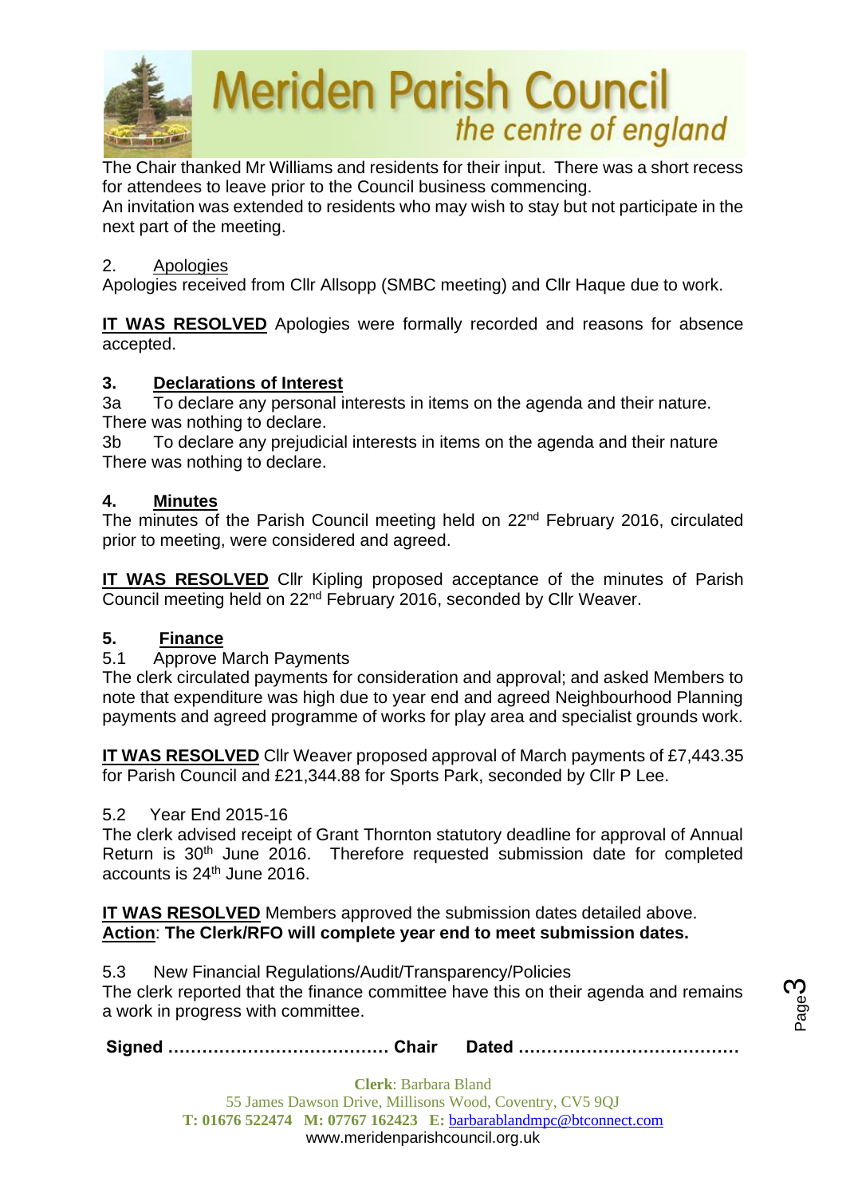The Chair thanked Mr Williams and residents for their input. There was a short recess for attendees to leave prior to the Council business commencing.
An invitation was extended to residents who may wish to stay but not participate in the next part of the meeting.

2. Apologies

Apologies received from Cllr Allsopp (SMBC meeting) and Cllr Haque due to work.

**IT WAS RESOLVED** Apologies were formally recorded and reasons for absence accepted.

## 3. Declarations of Interest

3a To declare any personal interests in items on the agenda and their nature.
There was nothing to declare.
3b To declare any prejudicial interests in items on the agenda and their nature
There was nothing to declare.

## 4. Minutes

The minutes of the Parish Council meeting held on 22nd February 2016, circulated prior to meeting, were considered and agreed.

**IT WAS RESOLVED** Cllr Kipling proposed acceptance of the minutes of Parish Council meeting held on 22nd February 2016, seconded by Cllr Weaver.

## 5. Finance

5.1 Approve March Payments

The clerk circulated payments for consideration and approval; and asked Members to note that expenditure was high due to year end and agreed Neighbourhood Planning payments and agreed programme of works for play area and specialist grounds work.

**IT WAS RESOLVED** Cllr Weaver proposed approval of March payments of £7,443.35 for Parish Council and £21,344.88 for Sports Park, seconded by Cllr P Lee.

5.2 Year End 2015-16

The clerk advised receipt of Grant Thornton statutory deadline for approval of Annual Return is 30th June 2016. Therefore requested submission date for completed accounts is 24th June 2016.

**IT WAS RESOLVED** Members approved the submission dates detailed above.
**Action: The Clerk/RFO will complete year end to meet submission dates.**

5.3 New Financial Regulations/Audit/Transparency/Policies

The clerk reported that the finance committee have this on their agenda and remains a work in progress with committee.

**Signed ………………………………… Chair Dated …………………………………**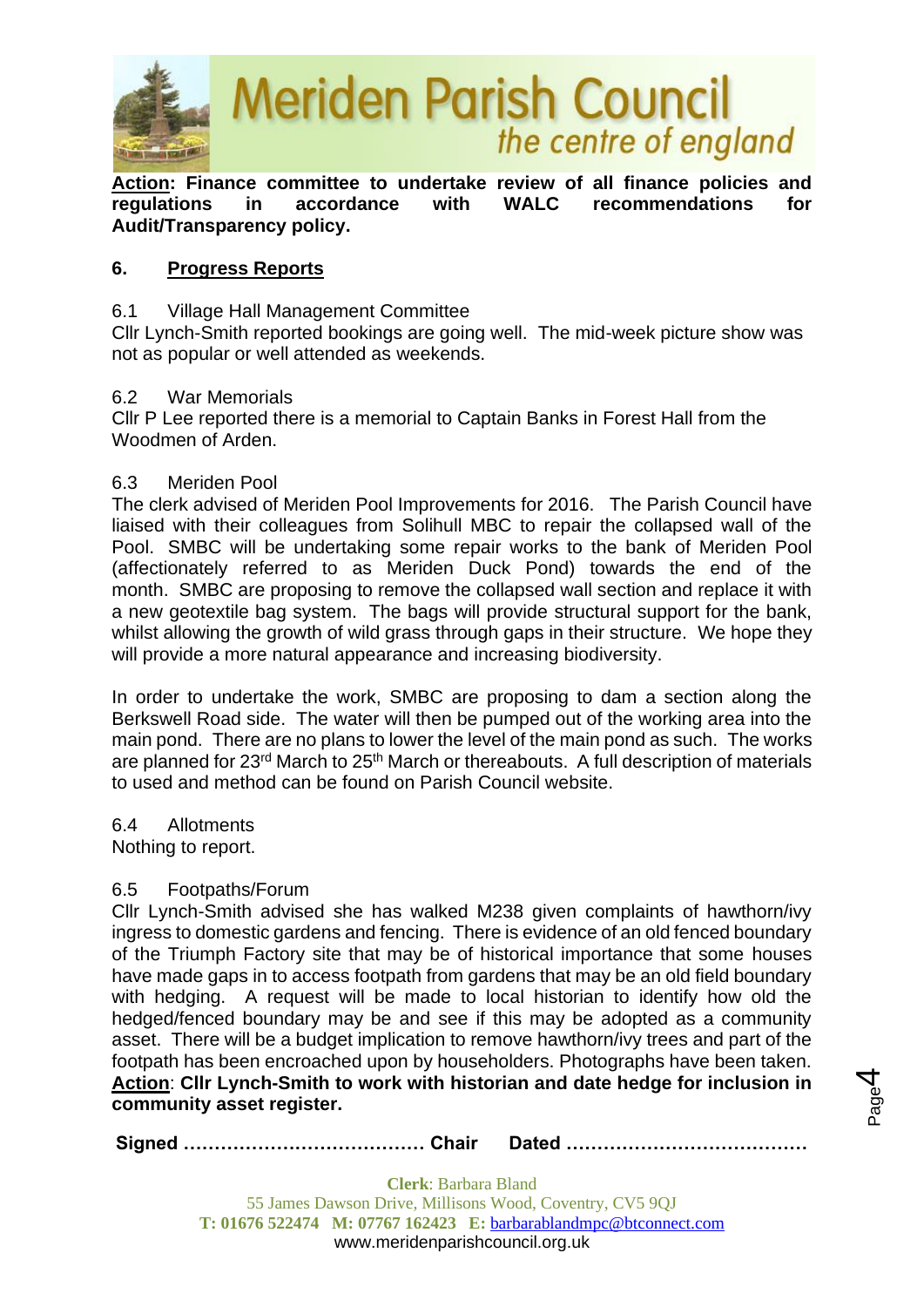**Action: Finance committee to undertake review of all finance policies and regulations in accordance with WALC recommendations for Audit/Transparency policy.**

## 6. Progress Reports

6.1 Village Hall Management Committee

Cllr Lynch-Smith reported bookings are going well. The mid-week picture show was not as popular or well attended as weekends.

6.2 War Memorials

Cllr P Lee reported there is a memorial to Captain Banks in Forest Hall from the Woodmen of Arden.

6.3 Meriden Pool

The clerk advised of Meriden Pool Improvements for 2016. The Parish Council have liaised with their colleagues from Solihull MBC to repair the collapsed wall of the Pool. SMBC will be undertaking some repair works to the bank of Meriden Pool (affectionately referred to as Meriden Duck Pond) towards the end of the month. SMBC are proposing to remove the collapsed wall section and replace it with a new geotextile bag system. The bags will provide structural support for the bank, whilst allowing the growth of wild grass through gaps in their structure. We hope they will provide a more natural appearance and increasing biodiversity.

In order to undertake the work, SMBC are proposing to dam a section along the Berkswell Road side. The water will then be pumped out of the working area into the main pond. There are no plans to lower the level of the main pond as such. The works are planned for 23rd March to 25th March or thereabouts. A full description of materials to used and method can be found on Parish Council website.

6.4 Allotments

Nothing to report.

6.5 Footpaths/Forum

Cllr Lynch-Smith advised she has walked M238 given complaints of hawthorn/ivy ingress to domestic gardens and fencing. There is evidence of an old fenced boundary of the Triumph Factory site that may be of historical importance that some houses have made gaps in to access footpath from gardens that may be an old field boundary with hedging. A request will be made to local historian to identify how old the hedged/fenced boundary may be and see if this may be adopted as a community asset. There will be a budget implication to remove hawthorn/ivy trees and part of the footpath has been encroached upon by householders. Photographs have been taken.

**Action: Cllr Lynch-Smith to work with historian and date hedge for inclusion in community asset register.**

**Signed ………………………………… Chair Dated …………………………………**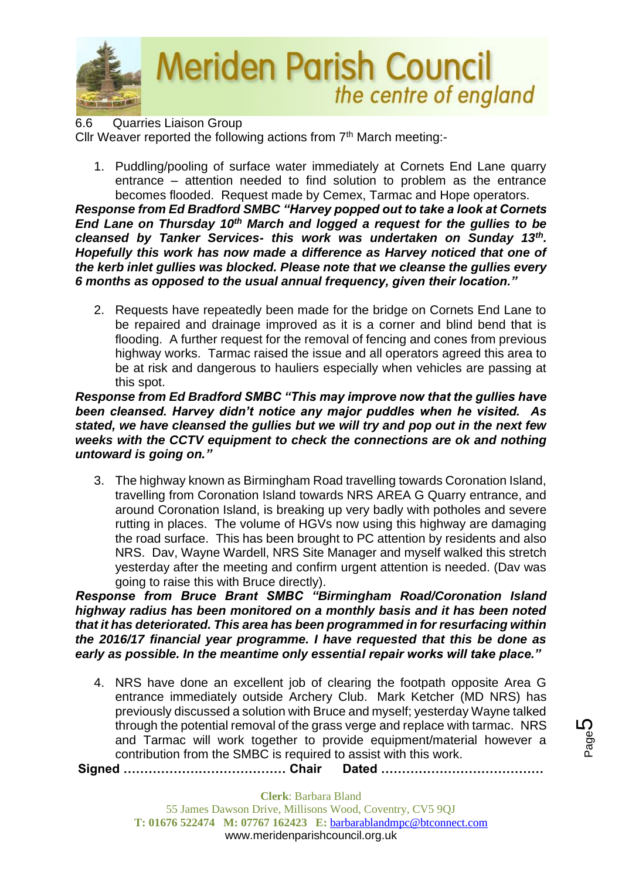6.6 Quarries Liaison Group

Cllr Weaver reported the following actions from 7th March meeting:-

1. Puddling/pooling of surface water immediately at Cornets End Lane quarry entrance – attention needed to find solution to problem as the entrance becomes flooded. Request made by Cemex, Tarmac and Hope operators.

***Response from Ed Bradford SMBC "Harvey popped out to take a look at Cornets End Lane on Thursday 10th March and logged a request for the gullies to be cleansed by Tanker Services- this work was undertaken on Sunday 13th. Hopefully this work has now made a difference as Harvey noticed that one of the kerb inlet gullies was blocked. Please note that we cleanse the gullies every 6 months as opposed to the usual annual frequency, given their location."***

2. Requests have repeatedly been made for the bridge on Cornets End Lane to be repaired and drainage improved as it is a corner and blind bend that is flooding. A further request for the removal of fencing and cones from previous highway works. Tarmac raised the issue and all operators agreed this area to be at risk and dangerous to hauliers especially when vehicles are passing at this spot.

***Response from Ed Bradford SMBC "This may improve now that the gullies have been cleansed. Harvey didn't notice any major puddles when he visited. As stated, we have cleansed the gullies but we will try and pop out in the next few weeks with the CCTV equipment to check the connections are ok and nothing untoward is going on."***

3. The highway known as Birmingham Road travelling towards Coronation Island, travelling from Coronation Island towards NRS AREA G Quarry entrance, and around Coronation Island, is breaking up very badly with potholes and severe rutting in places. The volume of HGVs now using this highway are damaging the road surface. This has been brought to PC attention by residents and also NRS. Dav, Wayne Wardell, NRS Site Manager and myself walked this stretch yesterday after the meeting and confirm urgent attention is needed. (Dav was going to raise this with Bruce directly).

***Response from Bruce Brant SMBC "Birmingham Road/Coronation Island highway radius has been monitored on a monthly basis and it has been noted that it has deteriorated. This area has been programmed in for resurfacing within the 2016/17 financial year programme. I have requested that this be done as early as possible. In the meantime only essential repair works will take place."***

4. NRS have done an excellent job of clearing the footpath opposite Area G entrance immediately outside Archery Club. Mark Ketcher (MD NRS) has previously discussed a solution with Bruce and myself; yesterday Wayne talked through the potential removal of the grass verge and replace with tarmac. NRS and Tarmac will work together to provide equipment/material however a contribution from the SMBC is required to assist with this work.

**Signed ………………………………… Chair Dated …………………………………**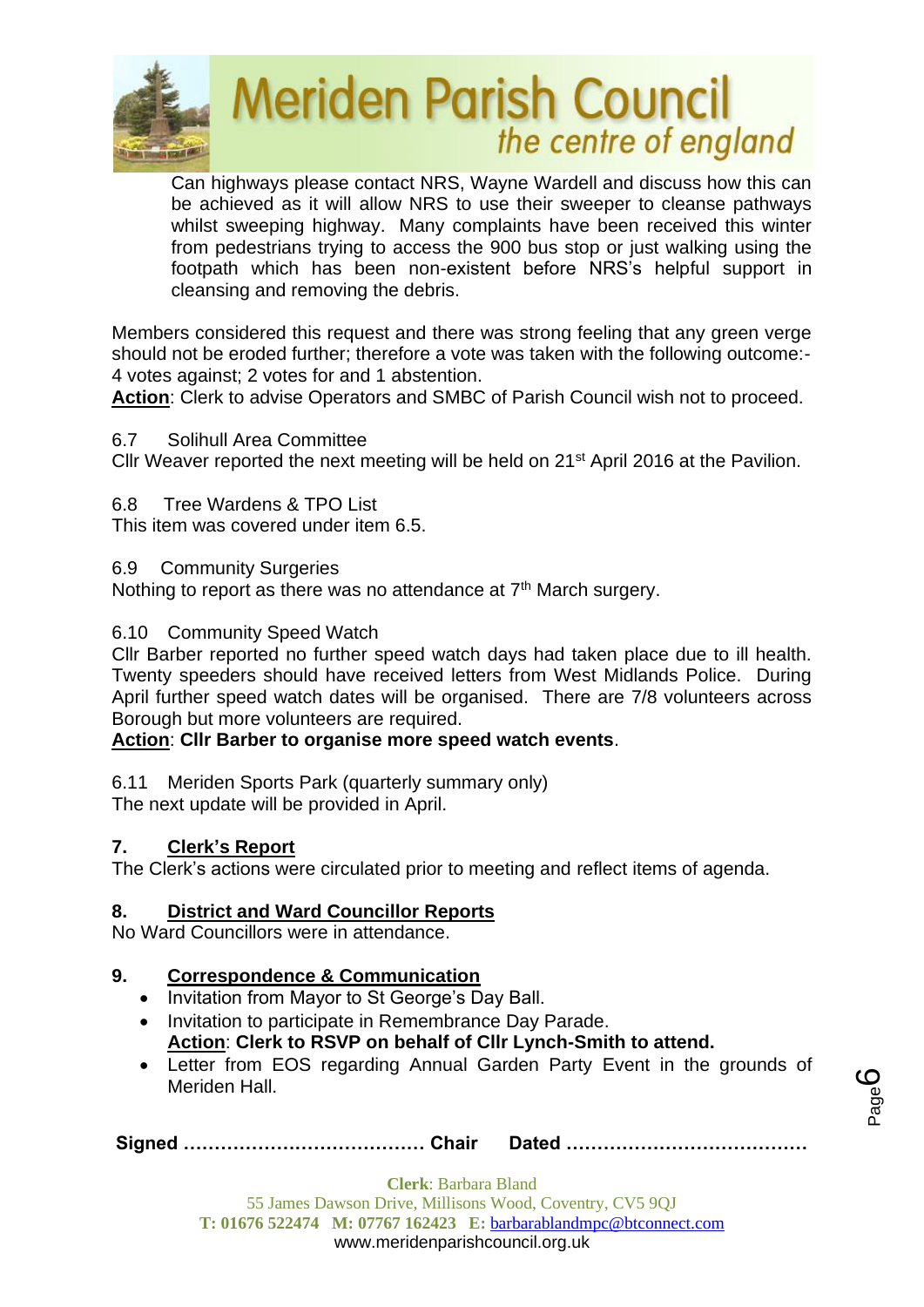Can highways please contact NRS, Wayne Wardell and discuss how this can be achieved as it will allow NRS to use their sweeper to cleanse pathways whilst sweeping highway. Many complaints have been received this winter from pedestrians trying to access the 900 bus stop or just walking using the footpath which has been non-existent before NRS's helpful support in cleansing and removing the debris.

Members considered this request and there was strong feeling that any green verge should not be eroded further; therefore a vote was taken with the following outcome:- 4 votes against; 2 votes for and 1 abstention.

**Action**: Clerk to advise Operators and SMBC of Parish Council wish not to proceed.

6.7 Solihull Area Committee

Cllr Weaver reported the next meeting will be held on 21st April 2016 at the Pavilion.

6.8 Tree Wardens & TPO List

This item was covered under item 6.5.

6.9 Community Surgeries

Nothing to report as there was no attendance at 7th March surgery.

6.10 Community Speed Watch

Cllr Barber reported no further speed watch days had taken place due to ill health. Twenty speeders should have received letters from West Midlands Police. During April further speed watch dates will be organised. There are 7/8 volunteers across Borough but more volunteers are required.

**Action**: **Cllr Barber to organise more speed watch events**.

6.11 Meriden Sports Park (quarterly summary only)

The next update will be provided in April.

## 7. Clerk's Report

The Clerk's actions were circulated prior to meeting and reflect items of agenda.

## 8. District and Ward Councillor Reports

No Ward Councillors were in attendance.

## 9. Correspondence & Communication

- Invitation from Mayor to St George's Day Ball.
- Invitation to participate in Remembrance Day Parade.
  **Action**: **Clerk to RSVP on behalf of Cllr Lynch-Smith to attend.**
- Letter from EOS regarding Annual Garden Party Event in the grounds of Meriden Hall.

**Signed ………………………………… Chair Dated …………………………………**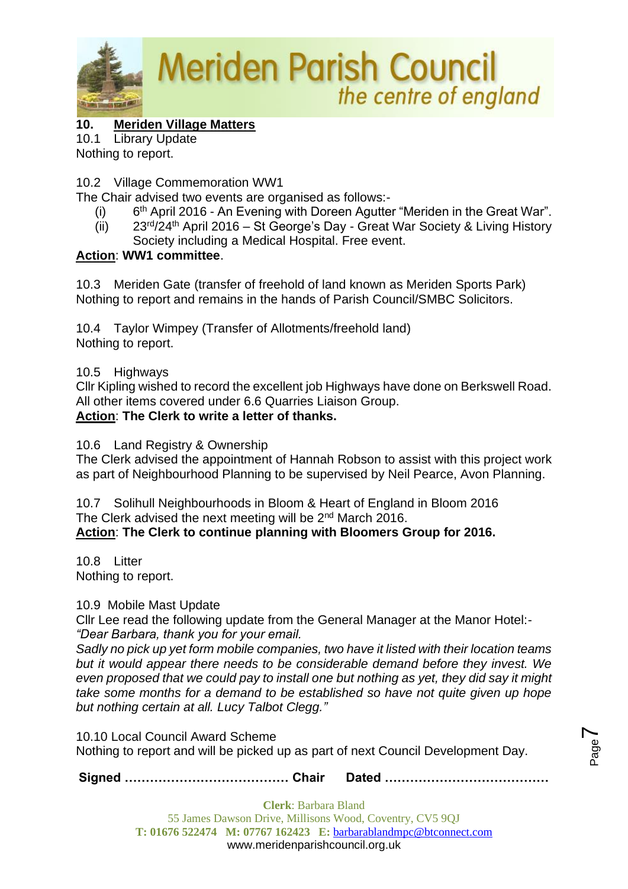## 10. Meriden Village Matters

10.1 Library Update

Nothing to report.

10.2 Village Commemoration WW1

The Chair advised two events are organised as follows:-

(i) 6th April 2016 - An Evening with Doreen Agutter "Meriden in the Great War".

(ii) 23rd/24th April 2016 – St George's Day - Great War Society & Living History Society including a Medical Hospital. Free event.

**Action**: **WW1 committee**.

10.3 Meriden Gate (transfer of freehold of land known as Meriden Sports Park)

Nothing to report and remains in the hands of Parish Council/SMBC Solicitors.

10.4 Taylor Wimpey (Transfer of Allotments/freehold land)

Nothing to report.

10.5 Highways

Cllr Kipling wished to record the excellent job Highways have done on Berkswell Road. All other items covered under 6.6 Quarries Liaison Group.

**Action**: **The Clerk to write a letter of thanks.**

10.6 Land Registry & Ownership

The Clerk advised the appointment of Hannah Robson to assist with this project work as part of Neighbourhood Planning to be supervised by Neil Pearce, Avon Planning.

10.7 Solihull Neighbourhoods in Bloom & Heart of England in Bloom 2016

The Clerk advised the next meeting will be 2nd March 2016.

**Action**: **The Clerk to continue planning with Bloomers Group for 2016.**

10.8 Litter

Nothing to report.

10.9 Mobile Mast Update

Cllr Lee read the following update from the General Manager at the Manor Hotel:-

*"Dear Barbara, thank you for your email.*

*Sadly no pick up yet form mobile companies, two have it listed with their location teams but it would appear there needs to be considerable demand before they invest. We even proposed that we could pay to install one but nothing as yet, they did say it might take some months for a demand to be established so have not quite given up hope but nothing certain at all. Lucy Talbot Clegg."*

10.10 Local Council Award Scheme

Nothing to report and will be picked up as part of next Council Development Day.

**Signed ………………………………… Chair Dated …………………………………**

**Clerk**: Barbara Bland
55 James Dawson Drive, Millisons Wood, Coventry, CV5 9QJ
**T: 01676 522474 M: 07767 162423 E:** barbarablandmpc@btconnect.com
www.meridenparishcouncil.org.uk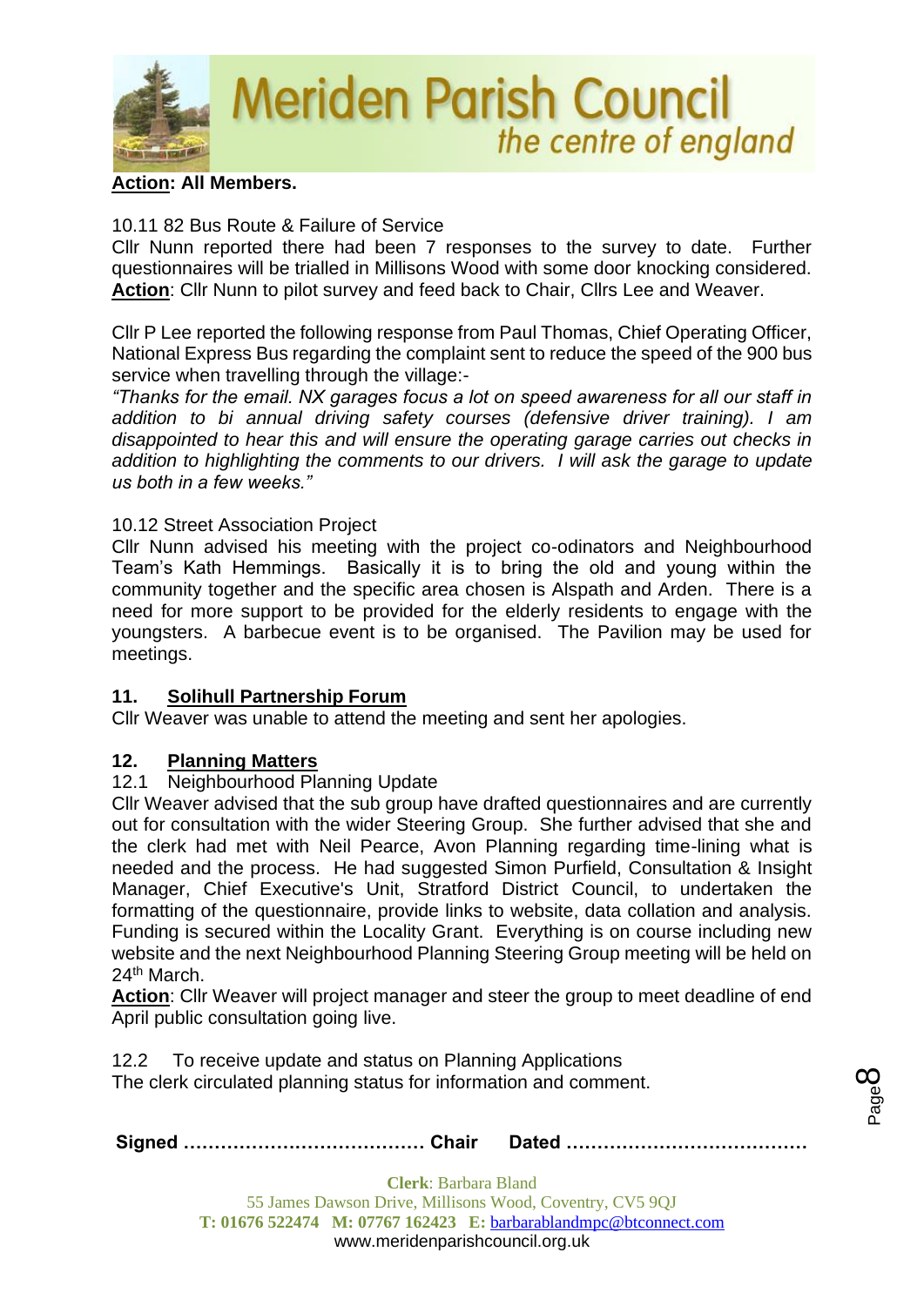**Action: All Members.**

10.11 82 Bus Route & Failure of Service

Cllr Nunn reported there had been 7 responses to the survey to date. Further questionnaires will be trialled in Millisons Wood with some door knocking considered.
**Action**: Cllr Nunn to pilot survey and feed back to Chair, Cllrs Lee and Weaver.

Cllr P Lee reported the following response from Paul Thomas, Chief Operating Officer, National Express Bus regarding the complaint sent to reduce the speed of the 900 bus service when travelling through the village:-

*"Thanks for the email. NX garages focus a lot on speed awareness for all our staff in addition to bi annual driving safety courses (defensive driver training). I am disappointed to hear this and will ensure the operating garage carries out checks in addition to highlighting the comments to our drivers. I will ask the garage to update us both in a few weeks."*

10.12 Street Association Project

Cllr Nunn advised his meeting with the project co-odinators and Neighbourhood Team's Kath Hemmings. Basically it is to bring the old and young within the community together and the specific area chosen is Alspath and Arden. There is a need for more support to be provided for the elderly residents to engage with the youngsters. A barbecue event is to be organised. The Pavilion may be used for meetings.

## 11. Solihull Partnership Forum

Cllr Weaver was unable to attend the meeting and sent her apologies.

## 12. Planning Matters

12.1 Neighbourhood Planning Update

Cllr Weaver advised that the sub group have drafted questionnaires and are currently out for consultation with the wider Steering Group. She further advised that she and the clerk had met with Neil Pearce, Avon Planning regarding time-lining what is needed and the process. He had suggested Simon Purfield, Consultation & Insight Manager, Chief Executive's Unit, Stratford District Council, to undertaken the formatting of the questionnaire, provide links to website, data collation and analysis. Funding is secured within the Locality Grant. Everything is on course including new website and the next Neighbourhood Planning Steering Group meeting will be held on 24th March.

**Action**: Cllr Weaver will project manager and steer the group to meet deadline of end April public consultation going live.

12.2 To receive update and status on Planning Applications

The clerk circulated planning status for information and comment.

**Signed ………………………………… Chair Dated …………………………………**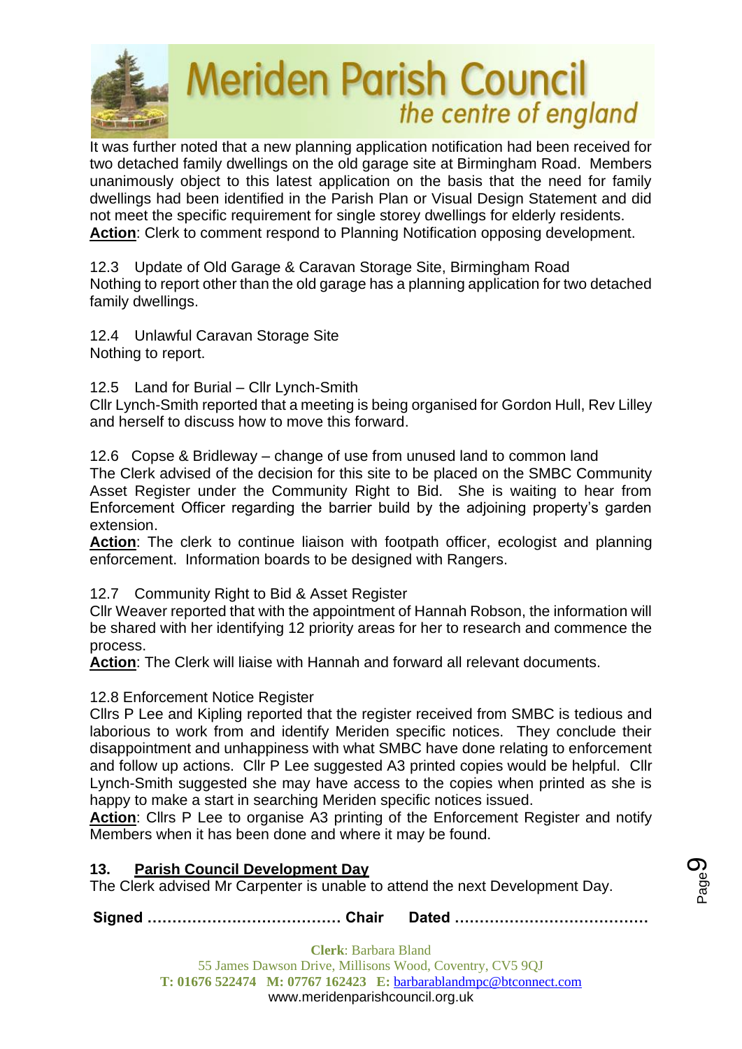It was further noted that a new planning application notification had been received for two detached family dwellings on the old garage site at Birmingham Road. Members unanimously object to this latest application on the basis that the need for family dwellings had been identified in the Parish Plan or Visual Design Statement and did not meet the specific requirement for single storey dwellings for elderly residents.
**Action**: Clerk to comment respond to Planning Notification opposing development.

12.3 Update of Old Garage & Caravan Storage Site, Birmingham Road
Nothing to report other than the old garage has a planning application for two detached family dwellings.

12.4 Unlawful Caravan Storage Site
Nothing to report.

12.5 Land for Burial – Cllr Lynch-Smith
Cllr Lynch-Smith reported that a meeting is being organised for Gordon Hull, Rev Lilley and herself to discuss how to move this forward.

12.6 Copse & Bridleway – change of use from unused land to common land
The Clerk advised of the decision for this site to be placed on the SMBC Community Asset Register under the Community Right to Bid. She is waiting to hear from Enforcement Officer regarding the barrier build by the adjoining property's garden extension.
**Action**: The clerk to continue liaison with footpath officer, ecologist and planning enforcement. Information boards to be designed with Rangers.

12.7 Community Right to Bid & Asset Register
Cllr Weaver reported that with the appointment of Hannah Robson, the information will be shared with her identifying 12 priority areas for her to research and commence the process.
**Action**: The Clerk will liaise with Hannah and forward all relevant documents.

12.8 Enforcement Notice Register
Cllrs P Lee and Kipling reported that the register received from SMBC is tedious and laborious to work from and identify Meriden specific notices. They conclude their disappointment and unhappiness with what SMBC have done relating to enforcement and follow up actions. Cllr P Lee suggested A3 printed copies would be helpful. Cllr Lynch-Smith suggested she may have access to the copies when printed as she is happy to make a start in searching Meriden specific notices issued.
**Action**: Cllrs P Lee to organise A3 printing of the Enforcement Register and notify Members when it has been done and where it may be found.

## 13. Parish Council Development Day

The Clerk advised Mr Carpenter is unable to attend the next Development Day.

**Signed ………………………………… Chair Dated …………………………………**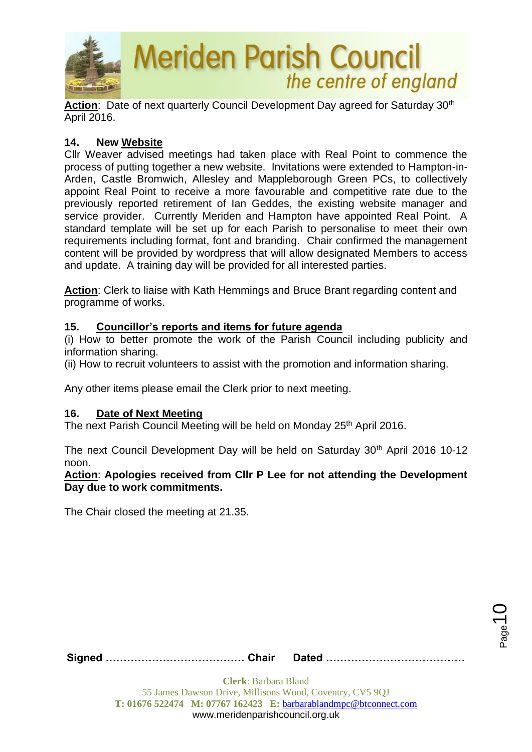**Action**: Date of next quarterly Council Development Day agreed for Saturday 30th April 2016.

### 14. New Website

Cllr Weaver advised meetings had taken place with Real Point to commence the process of putting together a new website. Invitations were extended to Hampton-in-Arden, Castle Bromwich, Allesley and Mappleborough Green PCs, to collectively appoint Real Point to receive a more favourable and competitive rate due to the previously reported retirement of Ian Geddes, the existing website manager and service provider. Currently Meriden and Hampton have appointed Real Point. A standard template will be set up for each Parish to personalise to meet their own requirements including format, font and branding. Chair confirmed the management content will be provided by wordpress that will allow designated Members to access and update. A training day will be provided for all interested parties.

**Action**: Clerk to liaise with Kath Hemmings and Bruce Brant regarding content and programme of works.

### 15. Councillor's reports and items for future agenda

(i) How to better promote the work of the Parish Council including publicity and information sharing.
(ii) How to recruit volunteers to assist with the promotion and information sharing.

Any other items please email the Clerk prior to next meeting.

### 16. Date of Next Meeting

The next Parish Council Meeting will be held on Monday 25th April 2016.

The next Council Development Day will be held on Saturday 30th April 2016 10-12 noon.

**Action**: **Apologies received from Cllr P Lee for not attending the Development Day due to work commitments.**

The Chair closed the meeting at 21.35.

**Signed ………………………………… Chair Dated …………………………………**